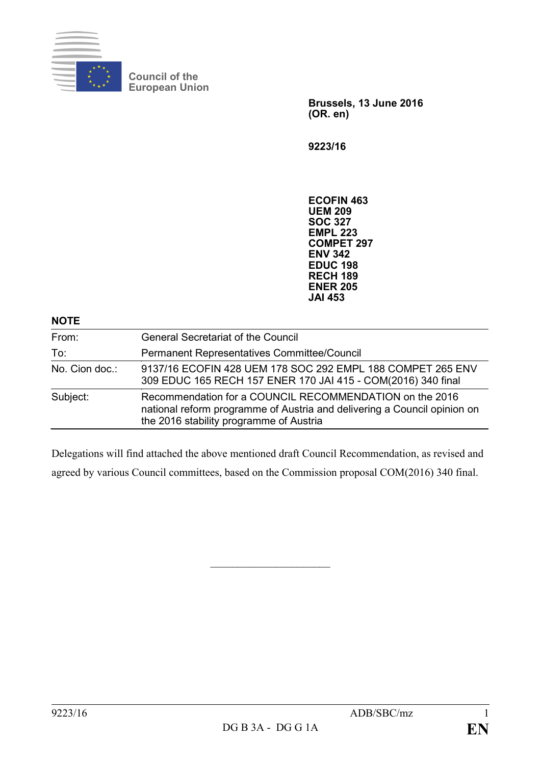Council of the European Union

**Brussels, 13 June 2016**
**(OR. en)**

**9223/16**

**ECOFIN 463**
**UEM 209**
**SOC 327**
**EMPL 223**
**COMPET 297**
**ENV 342**
**EDUC 198**
**RECH 189**
**ENER 205**
**JAI 453**

**NOTE**

| | |
|---|---|
| From: | General Secretariat of the Council |
| To: | Permanent Representatives Committee/Council |
| No. Cion doc.: | 9137/16 ECOFIN 428 UEM 178 SOC 292 EMPL 188 COMPET 265 ENV 309 EDUC 165 RECH 157 ENER 170 JAI 415 - COM(2016) 340 final |
| Subject: | Recommendation for a COUNCIL RECOMMENDATION on the 2016 national reform programme of Austria and delivering a Council opinion on the 2016 stability programme of Austria |

Delegations will find attached the above mentioned draft Council Recommendation, as revised and agreed by various Council committees, based on the Commission proposal COM(2016) 340 final.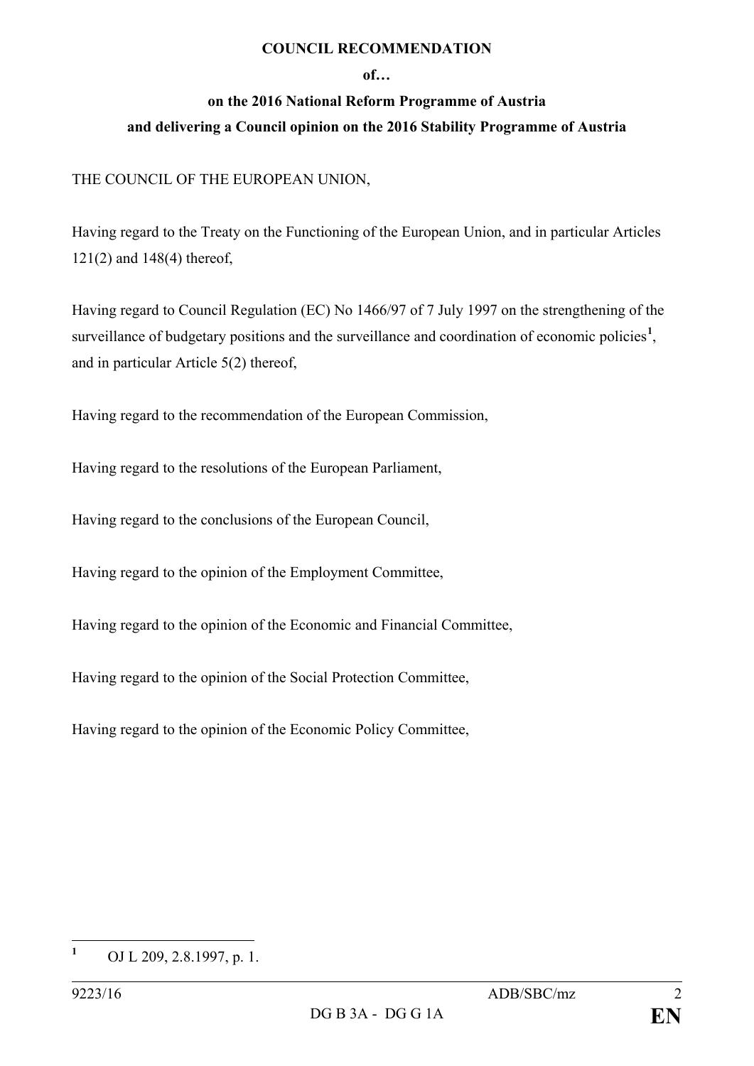**COUNCIL RECOMMENDATION**

**of…**

**on the 2016 National Reform Programme of Austria**

**and delivering a Council opinion on the 2016 Stability Programme of Austria**

THE COUNCIL OF THE EUROPEAN UNION,

Having regard to the Treaty on the Functioning of the European Union, and in particular Articles 121(2) and 148(4) thereof,

Having regard to Council Regulation (EC) No 1466/97 of 7 July 1997 on the strengthening of the surveillance of budgetary positions and the surveillance and coordination of economic policies[1], and in particular Article 5(2) thereof,

Having regard to the recommendation of the European Commission,

Having regard to the resolutions of the European Parliament,

Having regard to the conclusions of the European Council,

Having regard to the opinion of the Employment Committee,

Having regard to the opinion of the Economic and Financial Committee,

Having regard to the opinion of the Social Protection Committee,

Having regard to the opinion of the Economic Policy Committee,

---

[1] OJ L 209, 2.8.1997, p. 1.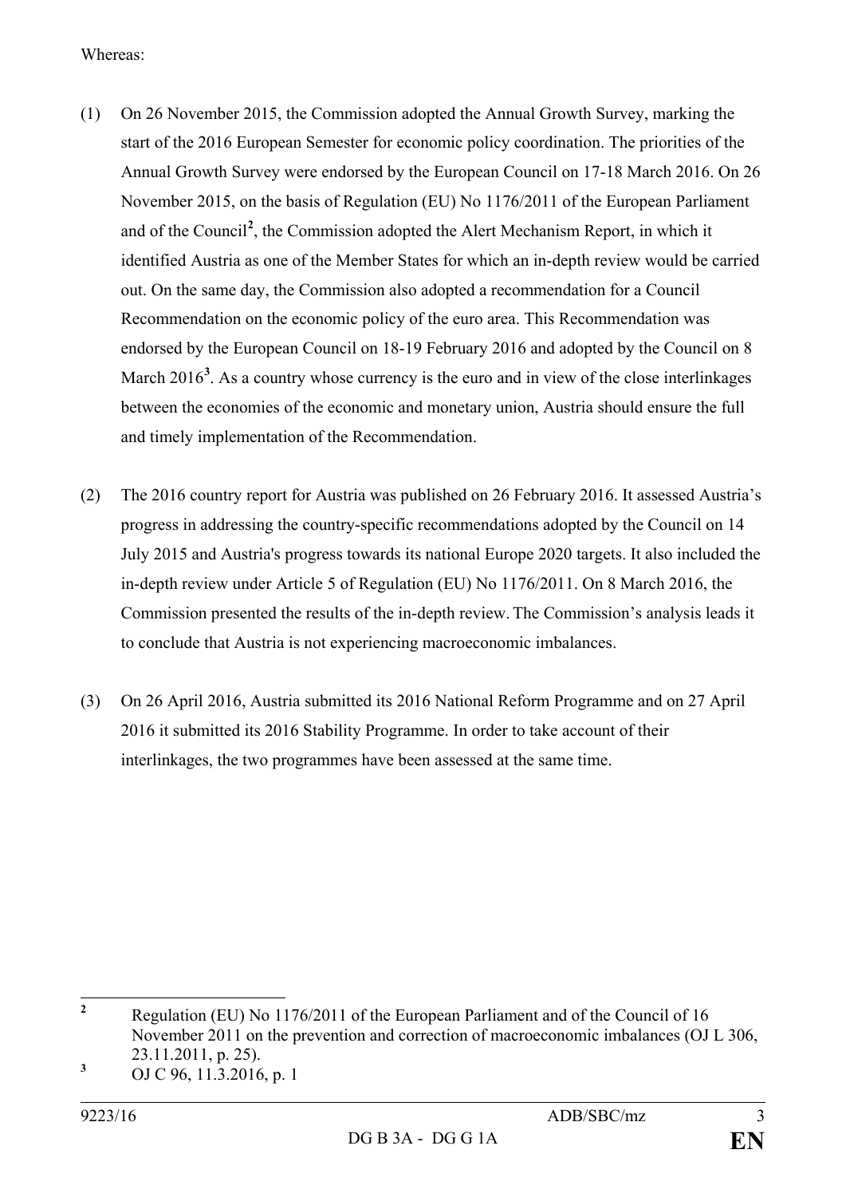Whereas:

(1) On 26 November 2015, the Commission adopted the Annual Growth Survey, marking the start of the 2016 European Semester for economic policy coordination. The priorities of the Annual Growth Survey were endorsed by the European Council on 17-18 March 2016. On 26 November 2015, on the basis of Regulation (EU) No 1176/2011 of the European Parliament and of the Council[2], the Commission adopted the Alert Mechanism Report, in which it identified Austria as one of the Member States for which an in-depth review would be carried out. On the same day, the Commission also adopted a recommendation for a Council Recommendation on the economic policy of the euro area. This Recommendation was endorsed by the European Council on 18-19 February 2016 and adopted by the Council on 8 March 2016[3]. As a country whose currency is the euro and in view of the close interlinkages between the economies of the economic and monetary union, Austria should ensure the full and timely implementation of the Recommendation.

(2) The 2016 country report for Austria was published on 26 February 2016. It assessed Austria's progress in addressing the country-specific recommendations adopted by the Council on 14 July 2015 and Austria's progress towards its national Europe 2020 targets. It also included the in-depth review under Article 5 of Regulation (EU) No 1176/2011. On 8 March 2016, the Commission presented the results of the in-depth review. The Commission's analysis leads it to conclude that Austria is not experiencing macroeconomic imbalances.

(3) On 26 April 2016, Austria submitted its 2016 National Reform Programme and on 27 April 2016 it submitted its 2016 Stability Programme. In order to take account of their interlinkages, the two programmes have been assessed at the same time.

---

[2] Regulation (EU) No 1176/2011 of the European Parliament and of the Council of 16 November 2011 on the prevention and correction of macroeconomic imbalances (OJ L 306, 23.11.2011, p. 25).

[3] OJ C 96, 11.3.2016, p. 1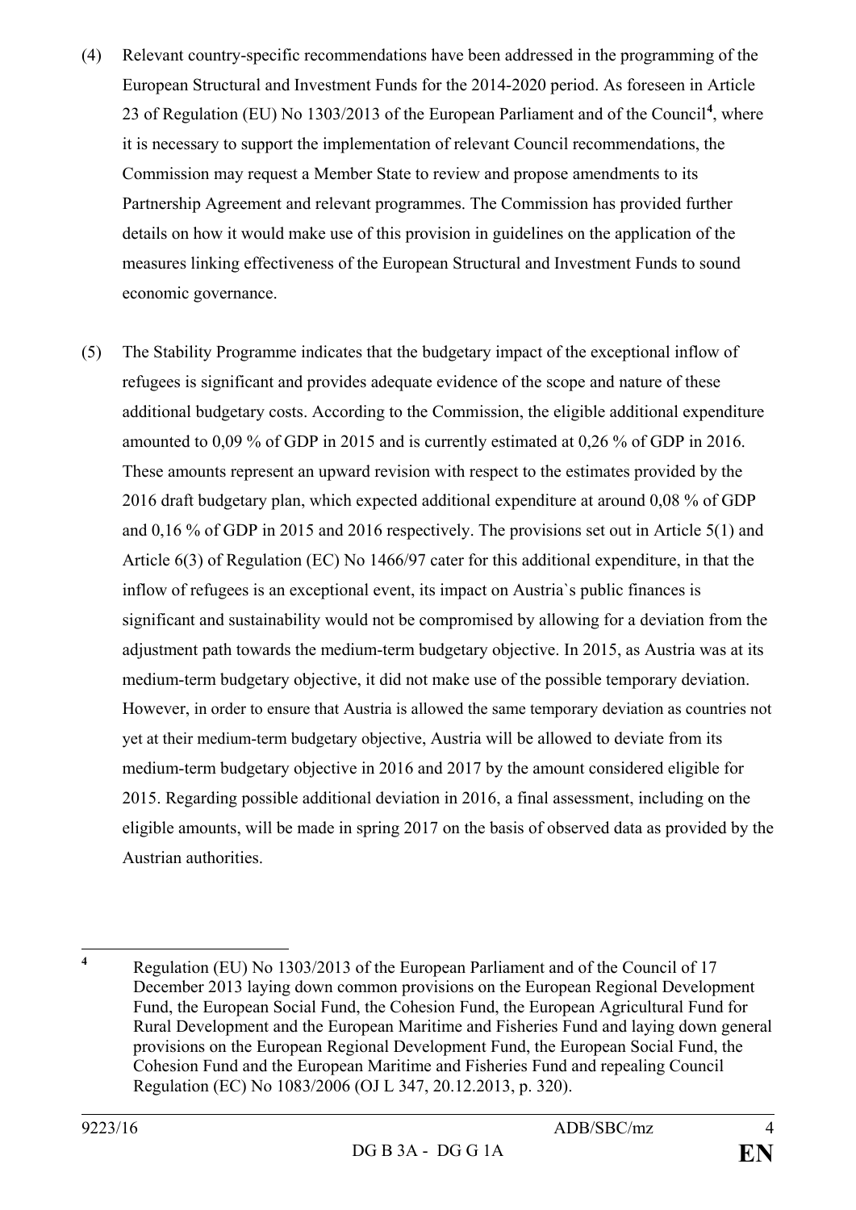(4) Relevant country-specific recommendations have been addressed in the programming of the European Structural and Investment Funds for the 2014-2020 period. As foreseen in Article 23 of Regulation (EU) No 1303/2013 of the European Parliament and of the Council[4], where it is necessary to support the implementation of relevant Council recommendations, the Commission may request a Member State to review and propose amendments to its Partnership Agreement and relevant programmes. The Commission has provided further details on how it would make use of this provision in guidelines on the application of the measures linking effectiveness of the European Structural and Investment Funds to sound economic governance.

(5) The Stability Programme indicates that the budgetary impact of the exceptional inflow of refugees is significant and provides adequate evidence of the scope and nature of these additional budgetary costs. According to the Commission, the eligible additional expenditure amounted to 0,09 % of GDP in 2015 and is currently estimated at 0,26 % of GDP in 2016. These amounts represent an upward revision with respect to the estimates provided by the 2016 draft budgetary plan, which expected additional expenditure at around 0,08 % of GDP and 0,16 % of GDP in 2015 and 2016 respectively. The provisions set out in Article 5(1) and Article 6(3) of Regulation (EC) No 1466/97 cater for this additional expenditure, in that the inflow of refugees is an exceptional event, its impact on Austria`s public finances is significant and sustainability would not be compromised by allowing for a deviation from the adjustment path towards the medium-term budgetary objective. In 2015, as Austria was at its medium-term budgetary objective, it did not make use of the possible temporary deviation. However, in order to ensure that Austria is allowed the same temporary deviation as countries not yet at their medium-term budgetary objective, Austria will be allowed to deviate from its medium-term budgetary objective in 2016 and 2017 by the amount considered eligible for 2015. Regarding possible additional deviation in 2016, a final assessment, including on the eligible amounts, will be made in spring 2017 on the basis of observed data as provided by the Austrian authorities.

---

[4] Regulation (EU) No 1303/2013 of the European Parliament and of the Council of 17 December 2013 laying down common provisions on the European Regional Development Fund, the European Social Fund, the Cohesion Fund, the European Agricultural Fund for Rural Development and the European Maritime and Fisheries Fund and laying down general provisions on the European Regional Development Fund, the European Social Fund, the Cohesion Fund and the European Maritime and Fisheries Fund and repealing Council Regulation (EC) No 1083/2006 (OJ L 347, 20.12.2013, p. 320).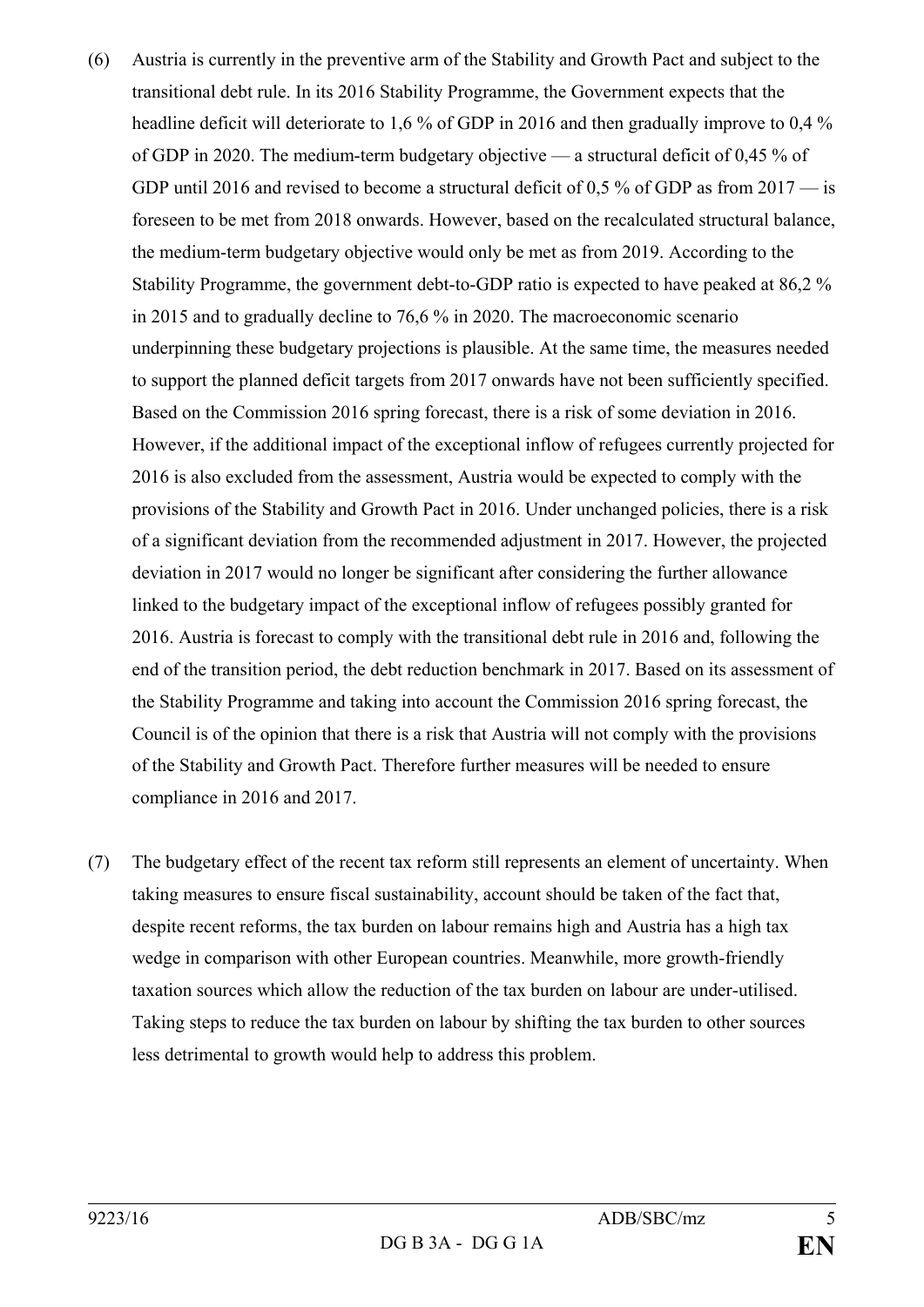(6) Austria is currently in the preventive arm of the Stability and Growth Pact and subject to the transitional debt rule. In its 2016 Stability Programme, the Government expects that the headline deficit will deteriorate to 1,6 % of GDP in 2016 and then gradually improve to 0,4 % of GDP in 2020. The medium-term budgetary objective — a structural deficit of 0,45 % of GDP until 2016 and revised to become a structural deficit of 0,5 % of GDP as from 2017 — is foreseen to be met from 2018 onwards. However, based on the recalculated structural balance, the medium-term budgetary objective would only be met as from 2019. According to the Stability Programme, the government debt-to-GDP ratio is expected to have peaked at 86,2 % in 2015 and to gradually decline to 76,6 % in 2020. The macroeconomic scenario underpinning these budgetary projections is plausible. At the same time, the measures needed to support the planned deficit targets from 2017 onwards have not been sufficiently specified. Based on the Commission 2016 spring forecast, there is a risk of some deviation in 2016. However, if the additional impact of the exceptional inflow of refugees currently projected for 2016 is also excluded from the assessment, Austria would be expected to comply with the provisions of the Stability and Growth Pact in 2016. Under unchanged policies, there is a risk of a significant deviation from the recommended adjustment in 2017. However, the projected deviation in 2017 would no longer be significant after considering the further allowance linked to the budgetary impact of the exceptional inflow of refugees possibly granted for 2016. Austria is forecast to comply with the transitional debt rule in 2016 and, following the end of the transition period, the debt reduction benchmark in 2017. Based on its assessment of the Stability Programme and taking into account the Commission 2016 spring forecast, the Council is of the opinion that there is a risk that Austria will not comply with the provisions of the Stability and Growth Pact. Therefore further measures will be needed to ensure compliance in 2016 and 2017.

(7) The budgetary effect of the recent tax reform still represents an element of uncertainty. When taking measures to ensure fiscal sustainability, account should be taken of the fact that, despite recent reforms, the tax burden on labour remains high and Austria has a high tax wedge in comparison with other European countries. Meanwhile, more growth-friendly taxation sources which allow the reduction of the tax burden on labour are under-utilised. Taking steps to reduce the tax burden on labour by shifting the tax burden to other sources less detrimental to growth would help to address this problem.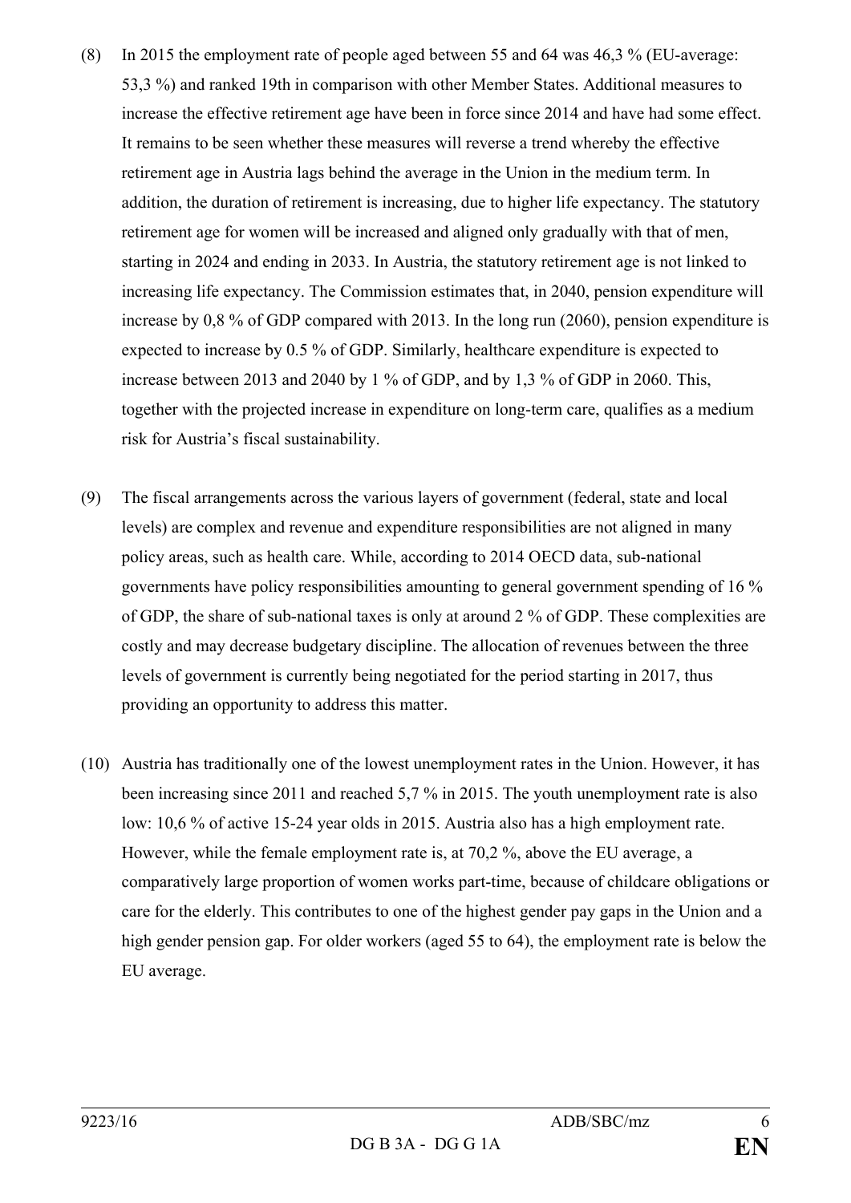(8) In 2015 the employment rate of people aged between 55 and 64 was 46,3 % (EU-average: 53,3 %) and ranked 19th in comparison with other Member States. Additional measures to increase the effective retirement age have been in force since 2014 and have had some effect. It remains to be seen whether these measures will reverse a trend whereby the effective retirement age in Austria lags behind the average in the Union in the medium term. In addition, the duration of retirement is increasing, due to higher life expectancy. The statutory retirement age for women will be increased and aligned only gradually with that of men, starting in 2024 and ending in 2033. In Austria, the statutory retirement age is not linked to increasing life expectancy. The Commission estimates that, in 2040, pension expenditure will increase by 0,8 % of GDP compared with 2013. In the long run (2060), pension expenditure is expected to increase by 0.5 % of GDP. Similarly, healthcare expenditure is expected to increase between 2013 and 2040 by 1 % of GDP, and by 1,3 % of GDP in 2060. This, together with the projected increase in expenditure on long-term care, qualifies as a medium risk for Austria's fiscal sustainability.

(9) The fiscal arrangements across the various layers of government (federal, state and local levels) are complex and revenue and expenditure responsibilities are not aligned in many policy areas, such as health care. While, according to 2014 OECD data, sub-national governments have policy responsibilities amounting to general government spending of 16 % of GDP, the share of sub-national taxes is only at around 2 % of GDP. These complexities are costly and may decrease budgetary discipline. The allocation of revenues between the three levels of government is currently being negotiated for the period starting in 2017, thus providing an opportunity to address this matter.

(10) Austria has traditionally one of the lowest unemployment rates in the Union. However, it has been increasing since 2011 and reached 5,7 % in 2015. The youth unemployment rate is also low: 10,6 % of active 15-24 year olds in 2015. Austria also has a high employment rate. However, while the female employment rate is, at 70,2 %, above the EU average, a comparatively large proportion of women works part-time, because of childcare obligations or care for the elderly. This contributes to one of the highest gender pay gaps in the Union and a high gender pension gap. For older workers (aged 55 to 64), the employment rate is below the EU average.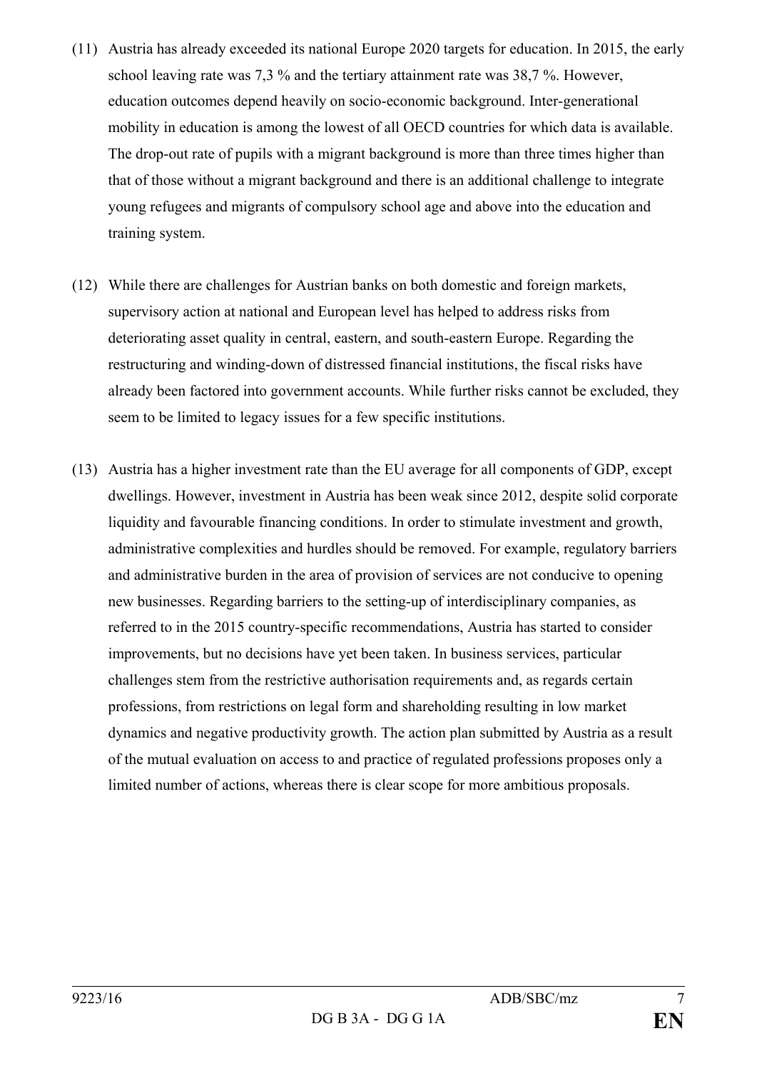(11) Austria has already exceeded its national Europe 2020 targets for education. In 2015, the early school leaving rate was 7,3 % and the tertiary attainment rate was 38,7 %. However, education outcomes depend heavily on socio-economic background. Inter-generational mobility in education is among the lowest of all OECD countries for which data is available. The drop-out rate of pupils with a migrant background is more than three times higher than that of those without a migrant background and there is an additional challenge to integrate young refugees and migrants of compulsory school age and above into the education and training system.

(12) While there are challenges for Austrian banks on both domestic and foreign markets, supervisory action at national and European level has helped to address risks from deteriorating asset quality in central, eastern, and south-eastern Europe. Regarding the restructuring and winding-down of distressed financial institutions, the fiscal risks have already been factored into government accounts. While further risks cannot be excluded, they seem to be limited to legacy issues for a few specific institutions.

(13) Austria has a higher investment rate than the EU average for all components of GDP, except dwellings. However, investment in Austria has been weak since 2012, despite solid corporate liquidity and favourable financing conditions. In order to stimulate investment and growth, administrative complexities and hurdles should be removed. For example, regulatory barriers and administrative burden in the area of provision of services are not conducive to opening new businesses. Regarding barriers to the setting-up of interdisciplinary companies, as referred to in the 2015 country-specific recommendations, Austria has started to consider improvements, but no decisions have yet been taken. In business services, particular challenges stem from the restrictive authorisation requirements and, as regards certain professions, from restrictions on legal form and shareholding resulting in low market dynamics and negative productivity growth. The action plan submitted by Austria as a result of the mutual evaluation on access to and practice of regulated professions proposes only a limited number of actions, whereas there is clear scope for more ambitious proposals.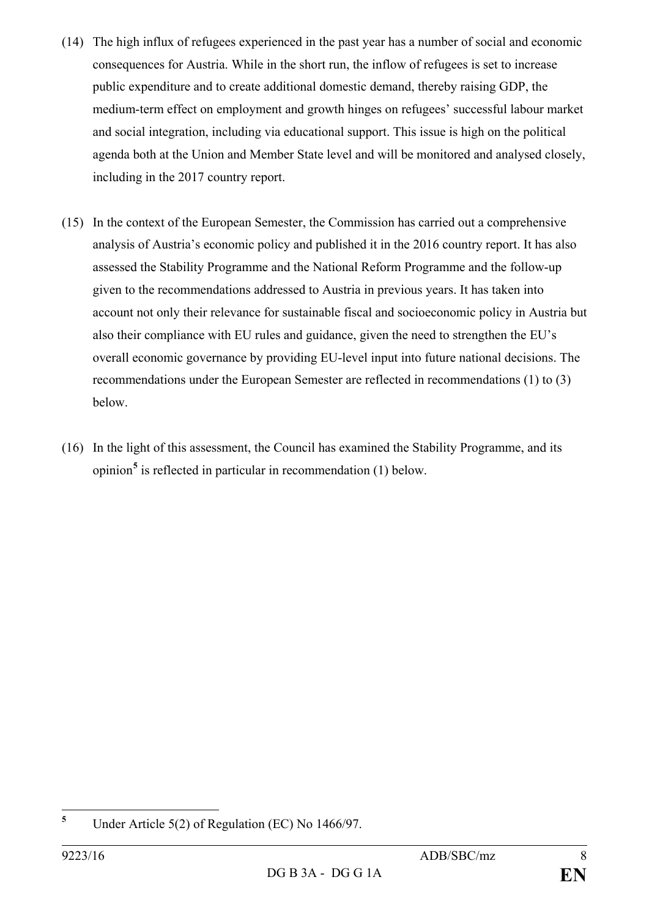(14) The high influx of refugees experienced in the past year has a number of social and economic consequences for Austria. While in the short run, the inflow of refugees is set to increase public expenditure and to create additional domestic demand, thereby raising GDP, the medium-term effect on employment and growth hinges on refugees' successful labour market and social integration, including via educational support. This issue is high on the political agenda both at the Union and Member State level and will be monitored and analysed closely, including in the 2017 country report.

(15) In the context of the European Semester, the Commission has carried out a comprehensive analysis of Austria's economic policy and published it in the 2016 country report. It has also assessed the Stability Programme and the National Reform Programme and the follow-up given to the recommendations addressed to Austria in previous years. It has taken into account not only their relevance for sustainable fiscal and socioeconomic policy in Austria but also their compliance with EU rules and guidance, given the need to strengthen the EU's overall economic governance by providing EU-level input into future national decisions. The recommendations under the European Semester are reflected in recommendations (1) to (3) below.

(16) In the light of this assessment, the Council has examined the Stability Programme, and its opinion[5] is reflected in particular in recommendation (1) below.

---

[5] Under Article 5(2) of Regulation (EC) No 1466/97.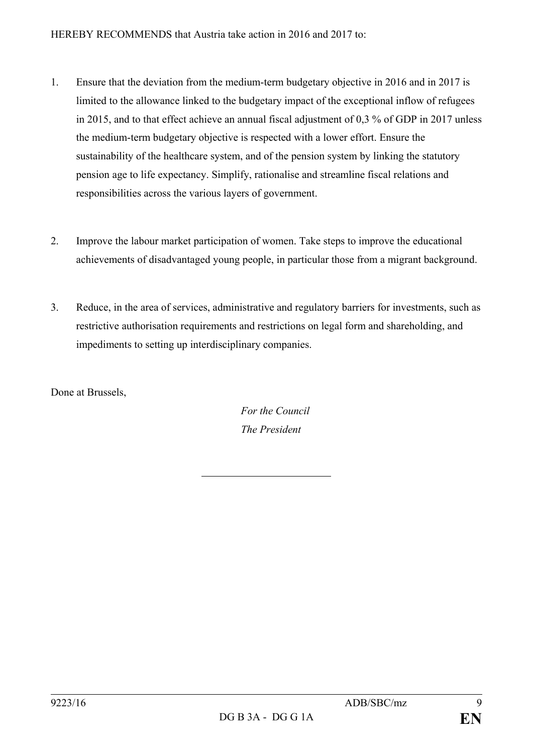HEREBY RECOMMENDS that Austria take action in 2016 and 2017 to:

1. Ensure that the deviation from the medium-term budgetary objective in 2016 and in 2017 is limited to the allowance linked to the budgetary impact of the exceptional inflow of refugees in 2015, and to that effect achieve an annual fiscal adjustment of 0,3 % of GDP in 2017 unless the medium-term budgetary objective is respected with a lower effort. Ensure the sustainability of the healthcare system, and of the pension system by linking the statutory pension age to life expectancy. Simplify, rationalise and streamline fiscal relations and responsibilities across the various layers of government.

2. Improve the labour market participation of women. Take steps to improve the educational achievements of disadvantaged young people, in particular those from a migrant background.

3. Reduce, in the area of services, administrative and regulatory barriers for investments, such as restrictive authorisation requirements and restrictions on legal form and shareholding, and impediments to setting up interdisciplinary companies.

Done at Brussels,

*For the Council*
*The President*